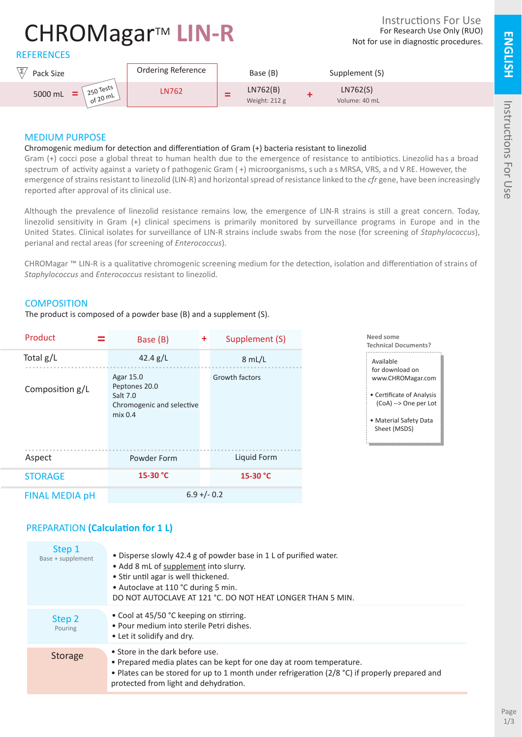# CHROMagar™ LIN-R

Instructions For Use
For Research Use Only (RUO)
Not for use in diagnostic procedures.

ENGLISH

## REFERENCES

| Pack Size | | Ordering Reference | | Base (B) | | Supplement (S) |
|---|---|---|---|---|---|---|
| 5000 mL | = 250 Tests of 20 mL | LN762 | = | LN762(B) Weight: 212 g | + | LN762(S) Volume: 40 mL |

## MEDIUM PURPOSE

Chromogenic medium for detection and differentiation of Gram (+) bacteria resistant to linezolid

Gram (+) cocci pose a global threat to human health due to the emergence of resistance to antibiotics. Linezolid has a broad spectrum of activity against a variety of pathogenic Gram (+) microorganisms, such as MRSA, VRS, and VRE. However, the emergence of strains resistant to linezolid (LIN-R) and horizontal spread of resistance linked to the *cfr* gene, have been increasingly reported after approval of its clinical use.

Although the prevalence of linezolid resistance remains low, the emergence of LIN-R strains is still a great concern. Today, linezolid sensitivity in Gram (+) clinical specimens is primarily monitored by surveillance programs in Europe and in the United States. Clinical isolates for surveillance of LIN-R strains include swabs from the nose (for screening of *Staphylococcus*), perianal and rectal areas (for screening of *Enterococcus*).

CHROMagar ™ LIN-R is a qualitative chromogenic screening medium for the detection, isolation and differentiation of strains of *Staphylococcus* and *Enterococcus* resistant to linezolid.

## COMPOSITION

The product is composed of a powder base (B) and a supplement (S).

| Product = | Base (B) + | Supplement (S) |
|---|---|---|
| Total g/L | 42.4 g/L | 8 mL/L |
| Composition g/L | Agar 15.0<br>Peptones 20.0<br>Salt 7.0<br>Chromogenic and selective mix 0.4 | Growth factors |
| Aspect | Powder Form | Liquid Form |
| STORAGE | 15-30 °C | 15-30 °C |
| FINAL MEDIA pH | 6.9 +/- 0.2 | |

Need some Technical Documents?

Available for download on www.CHROMagar.com

- Certificate of Analysis (CoA) --> One per Lot
- Material Safety Data Sheet (MSDS)

## PREPARATION (Calculation for 1 L)

**Step 1** – Base + supplement

- Disperse slowly 42.4 g of powder base in 1 L of purified water.
- Add 8 mL of supplement into slurry.
- Stir until agar is well thickened.
- Autoclave at 110 °C during 5 min.

DO NOT AUTOCLAVE AT 121 °C. DO NOT HEAT LONGER THAN 5 MIN.

**Step 2** – Pouring

- Cool at 45/50 °C keeping on stirring.
- Pour medium into sterile Petri dishes.
- Let it solidify and dry.

**Storage**

- Store in the dark before use.
- Prepared media plates can be kept for one day at room temperature.
- Plates can be stored for up to 1 month under refrigeration (2/8 °C) if properly prepared and protected from light and dehydration.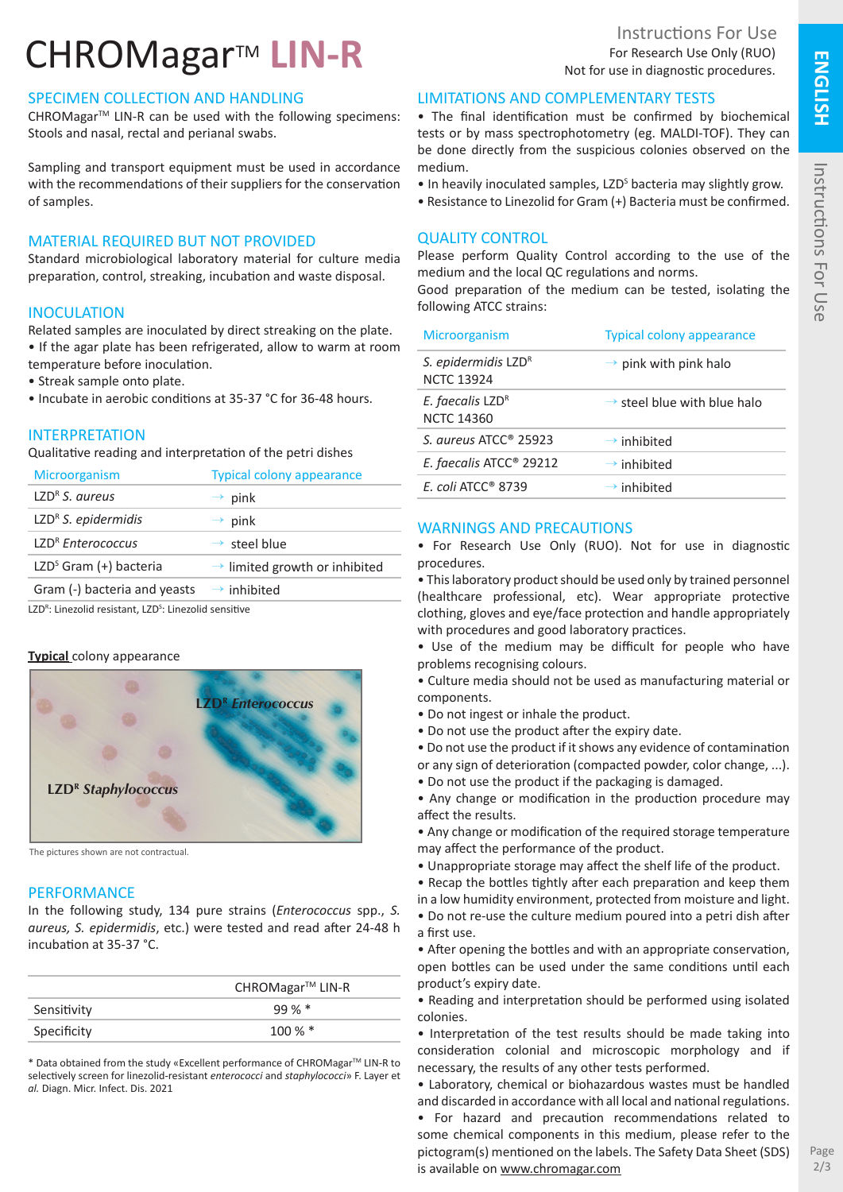# CHROMagar™ LIN-R

Instructions For Use
For Research Use Only (RUO)
Not for use in diagnostic procedures.

## SPECIMEN COLLECTION AND HANDLING

CHROMagar™ LIN-R can be used with the following specimens: Stools and nasal, rectal and perianal swabs.

Sampling and transport equipment must be used in accordance with the recommendations of their suppliers for the conservation of samples.

## MATERIAL REQUIRED BUT NOT PROVIDED

Standard microbiological laboratory material for culture media preparation, control, streaking, incubation and waste disposal.

## INOCULATION

Related samples are inoculated by direct streaking on the plate.

- If the agar plate has been refrigerated, allow to warm at room temperature before inoculation.
- Streak sample onto plate.
- Incubate in aerobic conditions at 35-37 °C for 36-48 hours.

## INTERPRETATION

Qualitative reading and interpretation of the petri dishes

| Microorganism | Typical colony appearance |
|---|---|
| LZD[R] *S. aureus* | → pink |
| LZD[R] *S. epidermidis* | → pink |
| LZD[R] *Enterococcus* | → steel blue |
| LZD[S] Gram (+) bacteria | → limited growth or inhibited |
| Gram (-) bacteria and yeasts | → inhibited |

LZD[R]: Linezolid resistant, LZD[S]: Linezolid sensitive

**Typical** colony appearance

LZD[R] *Enterococcus*

LZD[R] *Staphylococcus*

The pictures shown are not contractual.

## PERFORMANCE

In the following study, 134 pure strains (*Enterococcus* spp., *S. aureus*, *S. epidermidis*, etc.) were tested and read after 24-48 h incubation at 35-37 °C.

| | CHROMagar™ LIN-R |
|---|---|
| Sensitivity | 99 % * |
| Specificity | 100 % * |

\* Data obtained from the study «Excellent performance of CHROMagar™ LIN-R to selectively screen for linezolid-resistant *enterococci* and *staphylococci*» F. Layer et *al.* Diagn. Micr. Infect. Dis. 2021

## LIMITATIONS AND COMPLEMENTARY TESTS

- The final identification must be confirmed by biochemical tests or by mass spectrophotometry (eg. MALDI-TOF). They can be done directly from the suspicious colonies observed on the medium.
- In heavily inoculated samples, LZD[S] bacteria may slightly grow.
- Resistance to Linezolid for Gram (+) Bacteria must be confirmed.

## QUALITY CONTROL

Please perform Quality Control according to the use of the medium and the local QC regulations and norms.

Good preparation of the medium can be tested, isolating the following ATCC strains:

| Microorganism | Typical colony appearance |
|---|---|
| *S. epidermidis* LZD[R] NCTC 13924 | → pink with pink halo |
| *E. faecalis* LZD[R] NCTC 14360 | → steel blue with blue halo |
| *S. aureus* ATCC® 25923 | → inhibited |
| *E. faecalis* ATCC® 29212 | → inhibited |
| *E. coli* ATCC® 8739 | → inhibited |

## WARNINGS AND PRECAUTIONS

- For Research Use Only (RUO). Not for use in diagnostic procedures.
- This laboratory product should be used only by trained personnel (healthcare professional, etc). Wear appropriate protective clothing, gloves and eye/face protection and handle appropriately with procedures and good laboratory practices.
- Use of the medium may be difficult for people who have problems recognising colours.
- Culture media should not be used as manufacturing material or components.
- Do not ingest or inhale the product.
- Do not use the product after the expiry date.
- Do not use the product if it shows any evidence of contamination or any sign of deterioration (compacted powder, color change, ...).
- Do not use the product if the packaging is damaged.
- Any change or modification in the production procedure may affect the results.
- Any change or modification of the required storage temperature may affect the performance of the product.
- Unappropriate storage may affect the shelf life of the product.
- Recap the bottles tightly after each preparation and keep them in a low humidity environment, protected from moisture and light.
- Do not re-use the culture medium poured into a petri dish after a first use.
- After opening the bottles and with an appropriate conservation, open bottles can be used under the same conditions until each product's expiry date.
- Reading and interpretation should be performed using isolated colonies.
- Interpretation of the test results should be made taking into consideration colonial and microscopic morphology and if necessary, the results of any other tests performed.
- Laboratory, chemical or biohazardous wastes must be handled and discarded in accordance with all local and national regulations.
- For hazard and precaution recommendations related to some chemical components in this medium, please refer to the pictogram(s) mentioned on the labels. The Safety Data Sheet (SDS) is available on www.chromagar.com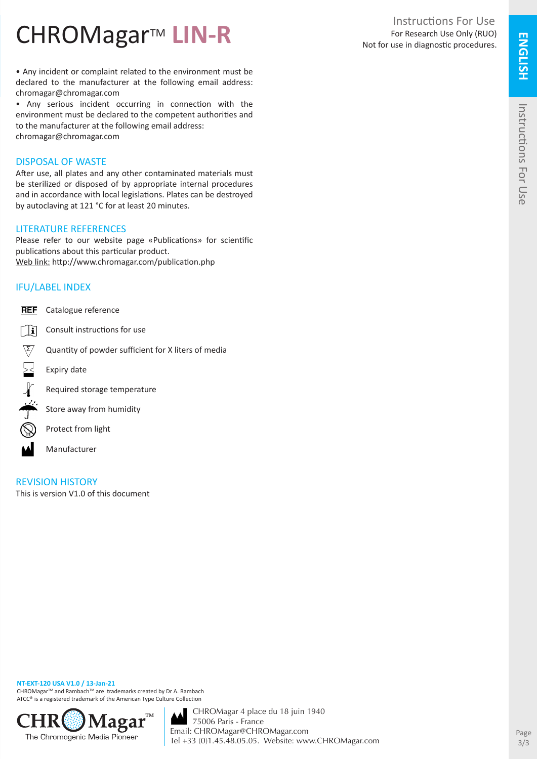# CHROMagar™ LIN-R

Instructions For Use
For Research Use Only (RUO)
Not for use in diagnostic procedures.

- Any incident or complaint related to the environment must be declared to the manufacturer at the following email address: chromagar@chromagar.com
- Any serious incident occurring in connection with the environment must be declared to the competent authorities and to the manufacturer at the following email address: chromagar@chromagar.com

## DISPOSAL OF WASTE

After use, all plates and any other contaminated materials must be sterilized or disposed of by appropriate internal procedures and in accordance with local legislations. Plates can be destroyed by autoclaving at 121 °C for at least 20 minutes.

## LITERATURE REFERENCES

Please refer to our website page «Publications» for scientific publications about this particular product.
Web link: http://www.chromagar.com/publication.php

## IFU/LABEL INDEX

| | |
|---|---|
| REF | Catalogue reference |
| | Consult instructions for use |
| | Quantity of powder sufficient for X liters of media |
| | Expiry date |
| | Required storage temperature |
| | Store away from humidity |
| | Protect from light |
| | Manufacturer |

## REVISION HISTORY

This is version V1.0 of this document

**NT-EXT-120 USA V1.0 / 13-Jan-21**
CHROMagar™ and Rambach™ are trademarks created by Dr A. Rambach
ATCC® is a registered trademark of the American Type Culture Collection

CHROMagar™ The Chromogenic Media Pioneer

CHROMagar 4 place du 18 juin 1940
75006 Paris - France
Email: CHROMagar@CHROMagar.com
Tel +33 (0)1.45.48.05.05. Website: www.CHROMagar.com